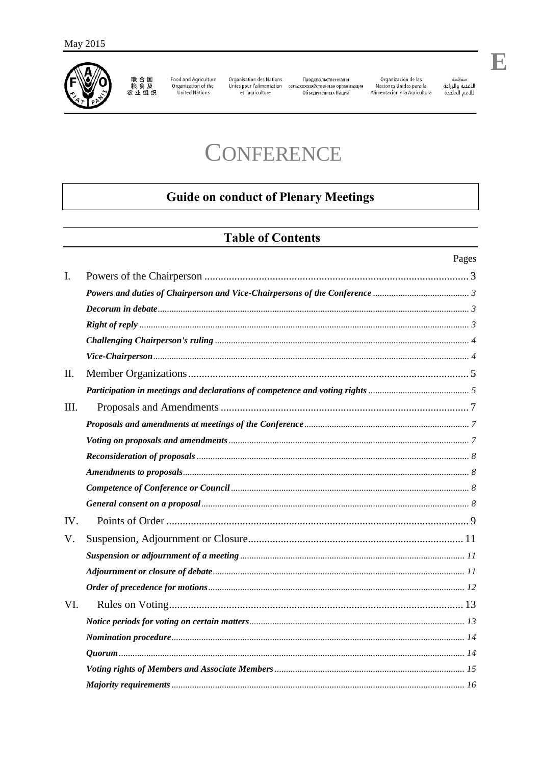May 2015

联合国粮食及农业组织 | Food and Agriculture Organization of the United Nations | Organisation des Nations Unies pour l'alimentation et l'agriculture | Продовольственная и сельскохозяйственная организация Объединенных Наций | Organización de las Naciones Unidas para la Alimentación y la Agricultura | منظمة الأغذية والزراعة للأمم المتحدة

E

# CONFERENCE

## Guide on conduct of Plenary Meetings

## Table of Contents

| | | Pages |
|---|---|---|
| I. | Powers of the Chairperson | 3 |
| | ***Powers and duties of Chairperson and Vice-Chairpersons of the Conference*** | *3* |
| | ***Decorum in debate*** | *3* |
| | ***Right of reply*** | *3* |
| | ***Challenging Chairperson's ruling*** | *4* |
| | ***Vice-Chairperson*** | *4* |
| II. | Member Organizations | 5 |
| | ***Participation in meetings and declarations of competence and voting rights*** | *5* |
| III. | Proposals and Amendments | 7 |
| | ***Proposals and amendments at meetings of the Conference*** | *7* |
| | ***Voting on proposals and amendments*** | *7* |
| | ***Reconsideration of proposals*** | *8* |
| | ***Amendments to proposals*** | *8* |
| | ***Competence of Conference or Council*** | *8* |
| | ***General consent on a proposal*** | *8* |
| IV. | Points of Order | 9 |
| V. | Suspension, Adjournment or Closure | 11 |
| | ***Suspension or adjournment of a meeting*** | *11* |
| | ***Adjournment or closure of debate*** | *11* |
| | ***Order of precedence for motions*** | *12* |
| VI. | Rules on Voting | 13 |
| | ***Notice periods for voting on certain matters*** | *13* |
| | ***Nomination procedure*** | *14* |
| | ***Quorum*** | *14* |
| | ***Voting rights of Members and Associate Members*** | *15* |
| | ***Majority requirements*** | *16* |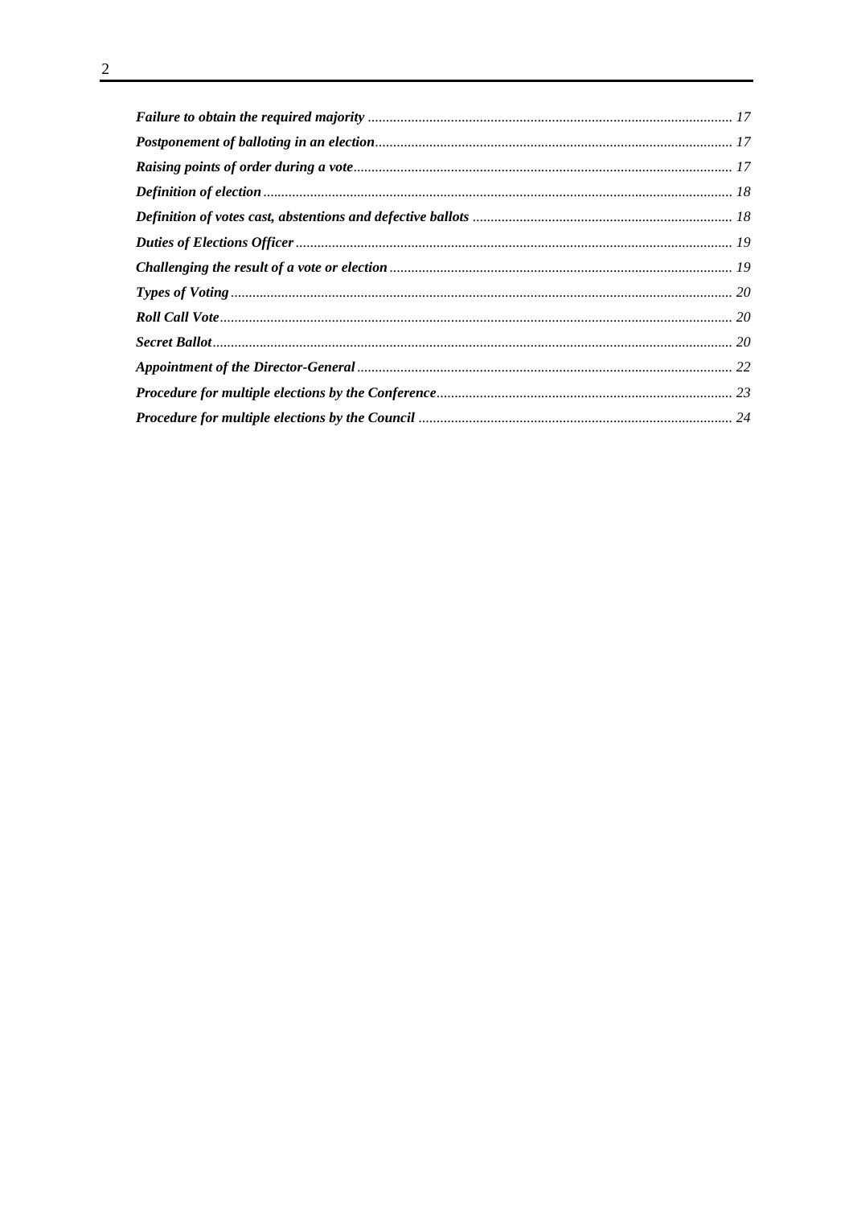***Failure to obtain the required majority*** ........................................................................................................ *17*

***Postponement of balloting in an election***....................................................................................................... *17*

***Raising points of order during a vote***............................................................................................................. *17*

***Definition of election*** ...................................................................................................................................... *18*

***Definition of votes cast, abstentions and defective ballots*** ........................................................................ *18*

***Duties of Elections Officer*** ............................................................................................................................ *19*

***Challenging the result of a vote or election*** .................................................................................................. *19*

***Types of Voting*** ............................................................................................................................................. *20*

***Roll Call Vote***................................................................................................................................................. *20*

***Secret Ballot***................................................................................................................................................... *20*

***Appointment of the Director-General*** .......................................................................................................... *22*

***Procedure for multiple elections by the Conference***.................................................................................... *23*

***Procedure for multiple elections by the Council*** ......................................................................................... *24*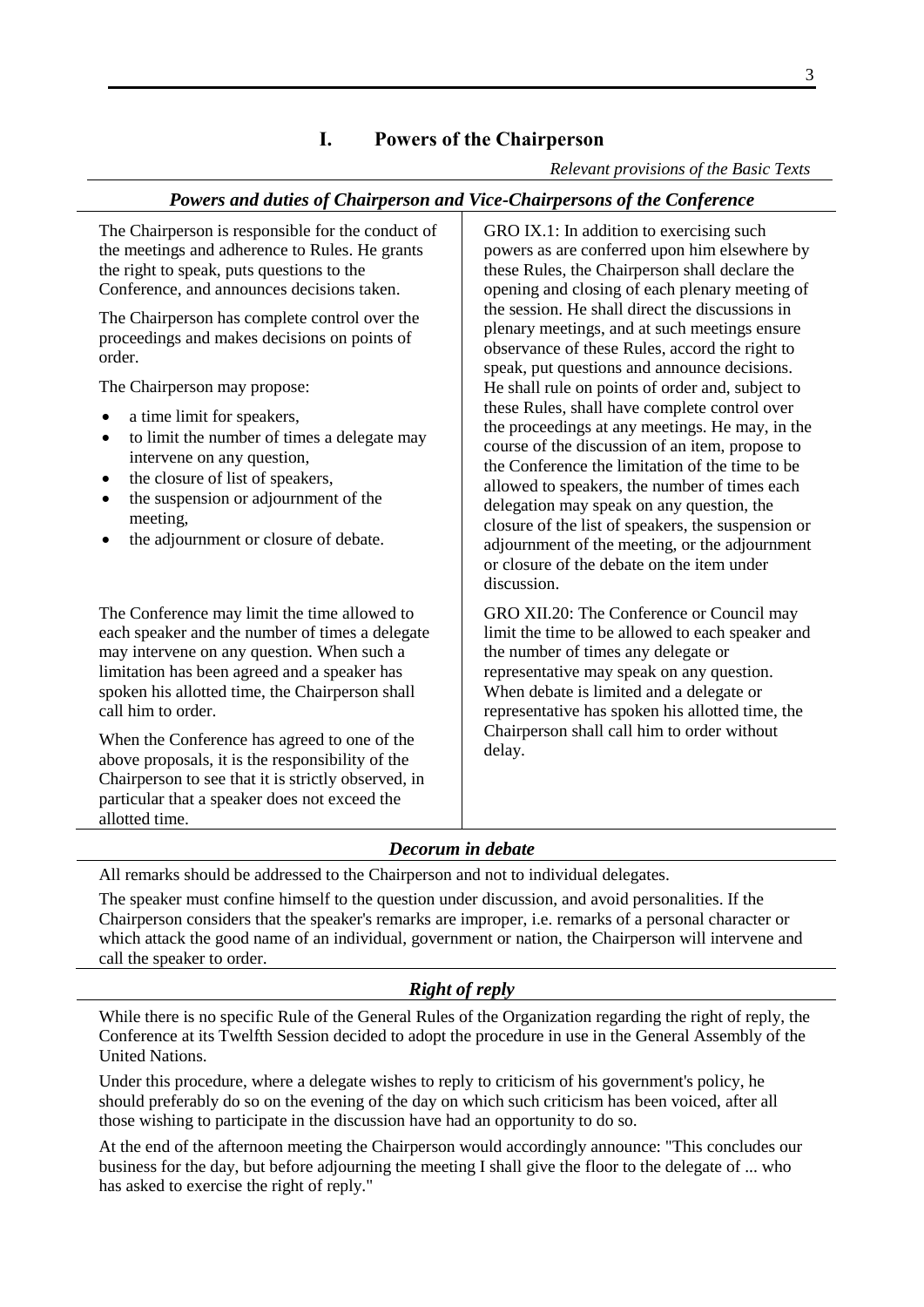# I. Powers of the Chairperson

*Relevant provisions of the Basic Texts*

### *Powers and duties of Chairperson and Vice-Chairpersons of the Conference*

| | |
|---|---|
| The Chairperson is responsible for the conduct of the meetings and adherence to Rules. He grants the right to speak, puts questions to the Conference, and announces decisions taken.<br><br>The Chairperson has complete control over the proceedings and makes decisions on points of order.<br><br>The Chairperson may propose:<br>• a time limit for speakers,<br>• to limit the number of times a delegate may intervene on any question,<br>• the closure of list of speakers,<br>• the suspension or adjournment of the meeting,<br>• the adjournment or closure of debate. | GRO IX.1: In addition to exercising such powers as are conferred upon him elsewhere by these Rules, the Chairperson shall declare the opening and closing of each plenary meeting of the session. He shall direct the discussions in plenary meetings, and at such meetings ensure observance of these Rules, accord the right to speak, put questions and announce decisions. He shall rule on points of order and, subject to these Rules, shall have complete control over the proceedings at any meetings. He may, in the course of the discussion of an item, propose to the Conference the limitation of the time to be allowed to speakers, the number of times each delegation may speak on any question, the closure of the list of speakers, the suspension or adjournment of the meeting, or the adjournment or closure of the debate on the item under discussion. |
| The Conference may limit the time allowed to each speaker and the number of times a delegate may intervene on any question. When such a limitation has been agreed and a speaker has spoken his allotted time, the Chairperson shall call him to order.<br><br>When the Conference has agreed to one of the above proposals, it is the responsibility of the Chairperson to see that it is strictly observed, in particular that a speaker does not exceed the allotted time. | GRO XII.20: The Conference or Council may limit the time to be allowed to each speaker and the number of times any delegate or representative may speak on any question. When debate is limited and a delegate or representative has spoken his allotted time, the Chairperson shall call him to order without delay. |

### *Decorum in debate*

All remarks should be addressed to the Chairperson and not to individual delegates.

The speaker must confine himself to the question under discussion, and avoid personalities. If the Chairperson considers that the speaker's remarks are improper, i.e. remarks of a personal character or which attack the good name of an individual, government or nation, the Chairperson will intervene and call the speaker to order.

### *Right of reply*

While there is no specific Rule of the General Rules of the Organization regarding the right of reply, the Conference at its Twelfth Session decided to adopt the procedure in use in the General Assembly of the United Nations.

Under this procedure, where a delegate wishes to reply to criticism of his government's policy, he should preferably do so on the evening of the day on which such criticism has been voiced, after all those wishing to participate in the discussion have had an opportunity to do so.

At the end of the afternoon meeting the Chairperson would accordingly announce: "This concludes our business for the day, but before adjourning the meeting I shall give the floor to the delegate of ... who has asked to exercise the right of reply."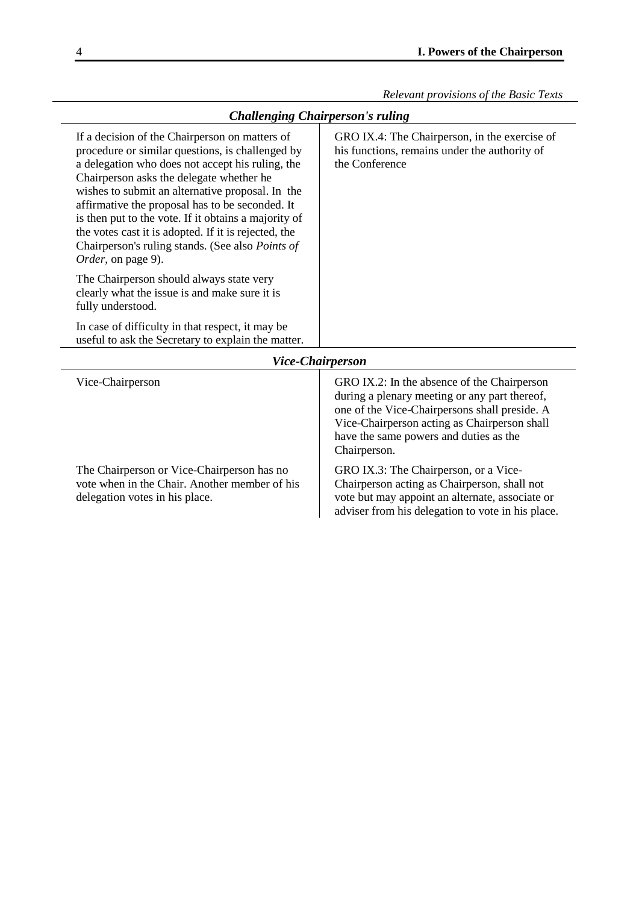*Relevant provisions of the Basic Texts*

### *Challenging Chairperson's ruling*

| | |
|---|---|
| If a decision of the Chairperson on matters of procedure or similar questions, is challenged by a delegation who does not accept his ruling, the Chairperson asks the delegate whether he wishes to submit an alternative proposal. In the affirmative the proposal has to be seconded. It is then put to the vote. If it obtains a majority of the votes cast it is adopted. If it is rejected, the Chairperson's ruling stands. (See also *Points of Order*, on page 9).<br><br>The Chairperson should always state very clearly what the issue is and make sure it is fully understood.<br><br>In case of difficulty in that respect, it may be useful to ask the Secretary to explain the matter. | GRO IX.4: The Chairperson, in the exercise of his functions, remains under the authority of the Conference |

### *Vice-Chairperson*

| | |
|---|---|
| Vice-Chairperson | GRO IX.2: In the absence of the Chairperson during a plenary meeting or any part thereof, one of the Vice-Chairpersons shall preside. A Vice-Chairperson acting as Chairperson shall have the same powers and duties as the Chairperson. |
| The Chairperson or Vice-Chairperson has no vote when in the Chair. Another member of his delegation votes in his place. | GRO IX.3: The Chairperson, or a Vice-Chairperson acting as Chairperson, shall not vote but may appoint an alternate, associate or adviser from his delegation to vote in his place. |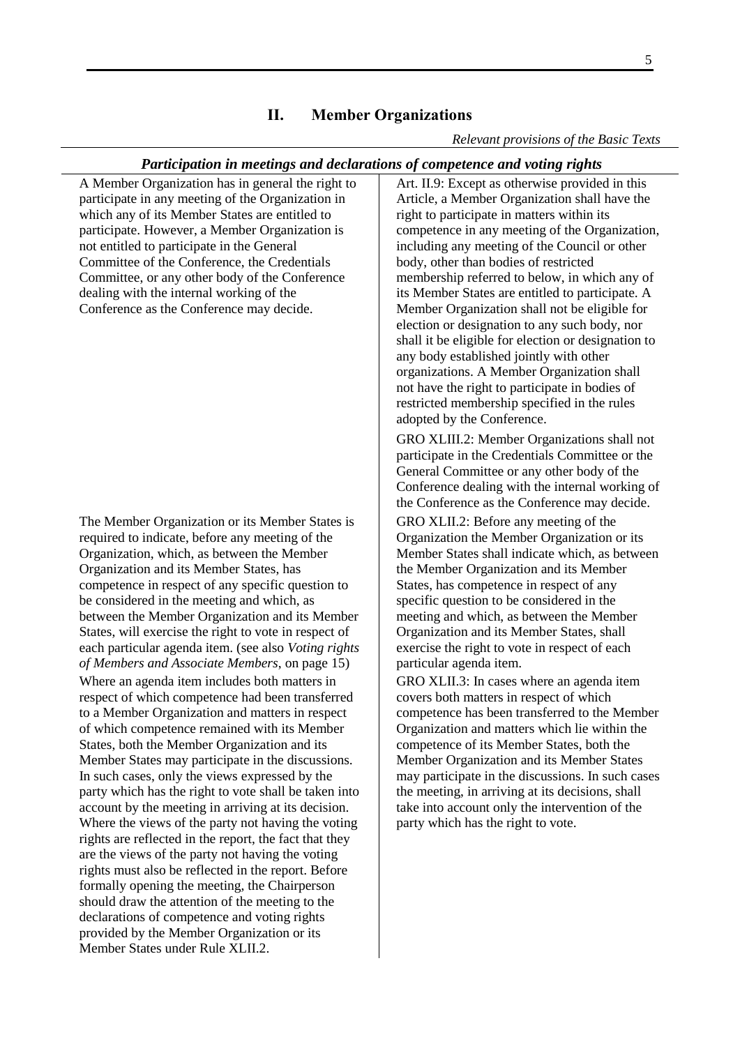## II. Member Organizations

*Relevant provisions of the Basic Texts*

### *Participation in meetings and declarations of competence and voting rights*

A Member Organization has in general the right to participate in any meeting of the Organization in which any of its Member States are entitled to participate. However, a Member Organization is not entitled to participate in the General Committee of the Conference, the Credentials Committee, or any other body of the Conference dealing with the internal working of the Conference as the Conference may decide.

Art. II.9: Except as otherwise provided in this Article, a Member Organization shall have the right to participate in matters within its competence in any meeting of the Organization, including any meeting of the Council or other body, other than bodies of restricted membership referred to below, in which any of its Member States are entitled to participate. A Member Organization shall not be eligible for election or designation to any such body, nor shall it be eligible for election or designation to any body established jointly with other organizations. A Member Organization shall not have the right to participate in bodies of restricted membership specified in the rules adopted by the Conference.

GRO XLIII.2: Member Organizations shall not participate in the Credentials Committee or the General Committee or any other body of the Conference dealing with the internal working of the Conference as the Conference may decide.

The Member Organization or its Member States is required to indicate, before any meeting of the Organization, which, as between the Member Organization and its Member States, has competence in respect of any specific question to be considered in the meeting and which, as between the Member Organization and its Member States, will exercise the right to vote in respect of each particular agenda item. (see also *Voting rights of Members and Associate Members*, on page 15)

GRO XLII.2: Before any meeting of the Organization the Member Organization or its Member States shall indicate which, as between the Member Organization and its Member States, has competence in respect of any specific question to be considered in the meeting and which, as between the Member Organization and its Member States, shall exercise the right to vote in respect of each particular agenda item.

Where an agenda item includes both matters in respect of which competence had been transferred to a Member Organization and matters in respect of which competence remained with its Member States, both the Member Organization and its Member States may participate in the discussions. In such cases, only the views expressed by the party which has the right to vote shall be taken into account by the meeting in arriving at its decision. Where the views of the party not having the voting rights are reflected in the report, the fact that they are the views of the party not having the voting rights must also be reflected in the report. Before formally opening the meeting, the Chairperson should draw the attention of the meeting to the declarations of competence and voting rights provided by the Member Organization or its Member States under Rule XLII.2.

GRO XLII.3: In cases where an agenda item covers both matters in respect of which competence has been transferred to the Member Organization and matters which lie within the competence of its Member States, both the Member Organization and its Member States may participate in the discussions. In such cases the meeting, in arriving at its decisions, shall take into account only the intervention of the party which has the right to vote.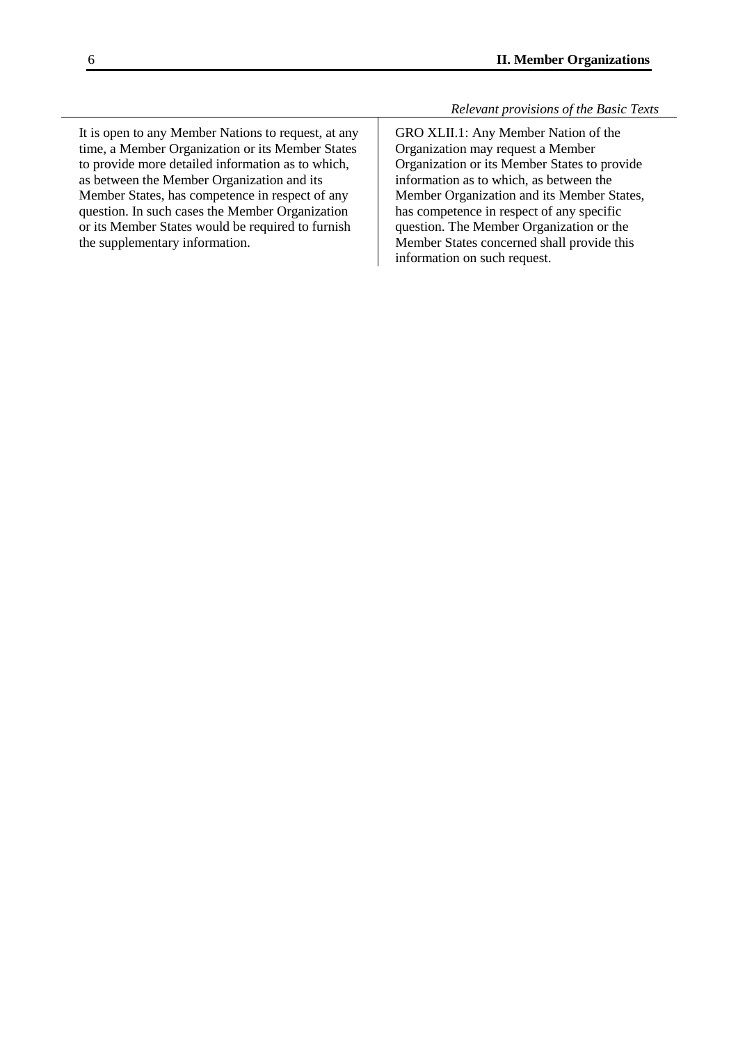| | *Relevant provisions of the Basic Texts* |
|---|---|
| It is open to any Member Nations to request, at any time, a Member Organization or its Member States to provide more detailed information as to which, as between the Member Organization and its Member States, has competence in respect of any question. In such cases the Member Organization or its Member States would be required to furnish the supplementary information. | GRO XLII.1: Any Member Nation of the Organization may request a Member Organization or its Member States to provide information as to which, as between the Member Organization and its Member States, has competence in respect of any specific question. The Member Organization or the Member States concerned shall provide this information on such request. |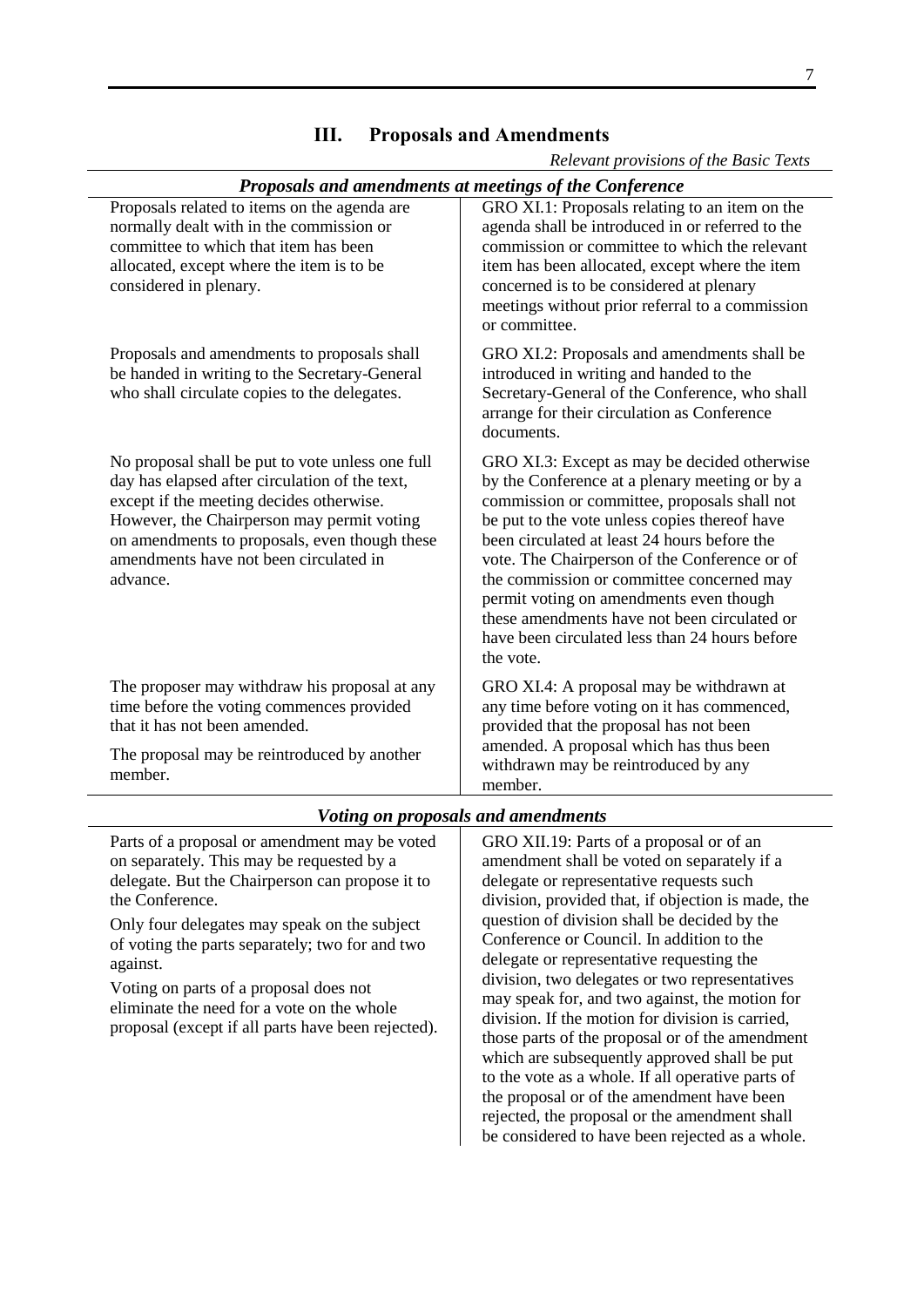## III. Proposals and Amendments

| | *Relevant provisions of the Basic Texts* |
|---|---|
| ***Proposals and amendments at meetings of the Conference*** | |
| Proposals related to items on the agenda are normally dealt with in the commission or committee to which that item has been allocated, except where the item is to be considered in plenary. | GRO XI.1: Proposals relating to an item on the agenda shall be introduced in or referred to the commission or committee to which the relevant item has been allocated, except where the item concerned is to be considered at plenary meetings without prior referral to a commission or committee. |
| Proposals and amendments to proposals shall be handed in writing to the Secretary-General who shall circulate copies to the delegates. | GRO XI.2: Proposals and amendments shall be introduced in writing and handed to the Secretary-General of the Conference, who shall arrange for their circulation as Conference documents. |
| No proposal shall be put to vote unless one full day has elapsed after circulation of the text, except if the meeting decides otherwise. However, the Chairperson may permit voting on amendments to proposals, even though these amendments have not been circulated in advance. | GRO XI.3: Except as may be decided otherwise by the Conference at a plenary meeting or by a commission or committee, proposals shall not be put to the vote unless copies thereof have been circulated at least 24 hours before the vote. The Chairperson of the Conference or of the commission or committee concerned may permit voting on amendments even though these amendments have not been circulated or have been circulated less than 24 hours before the vote. |
| The proposer may withdraw his proposal at any time before the voting commences provided that it has not been amended.<br><br>The proposal may be reintroduced by another member. | GRO XI.4: A proposal may be withdrawn at any time before voting on it has commenced, provided that the proposal has not been amended. A proposal which has thus been withdrawn may be reintroduced by any member. |
| ***Voting on proposals and amendments*** | |
| Parts of a proposal or amendment may be voted on separately. This may be requested by a delegate. But the Chairperson can propose it to the Conference.<br><br>Only four delegates may speak on the subject of voting the parts separately; two for and two against.<br><br>Voting on parts of a proposal does not eliminate the need for a vote on the whole proposal (except if all parts have been rejected). | GRO XII.19: Parts of a proposal or of an amendment shall be voted on separately if a delegate or representative requests such division, provided that, if objection is made, the question of division shall be decided by the Conference or Council. In addition to the delegate or representative requesting the division, two delegates or two representatives may speak for, and two against, the motion for division. If the motion for division is carried, those parts of the proposal or of the amendment which are subsequently approved shall be put to the vote as a whole. If all operative parts of the proposal or of the amendment have been rejected, the proposal or the amendment shall be considered to have been rejected as a whole. |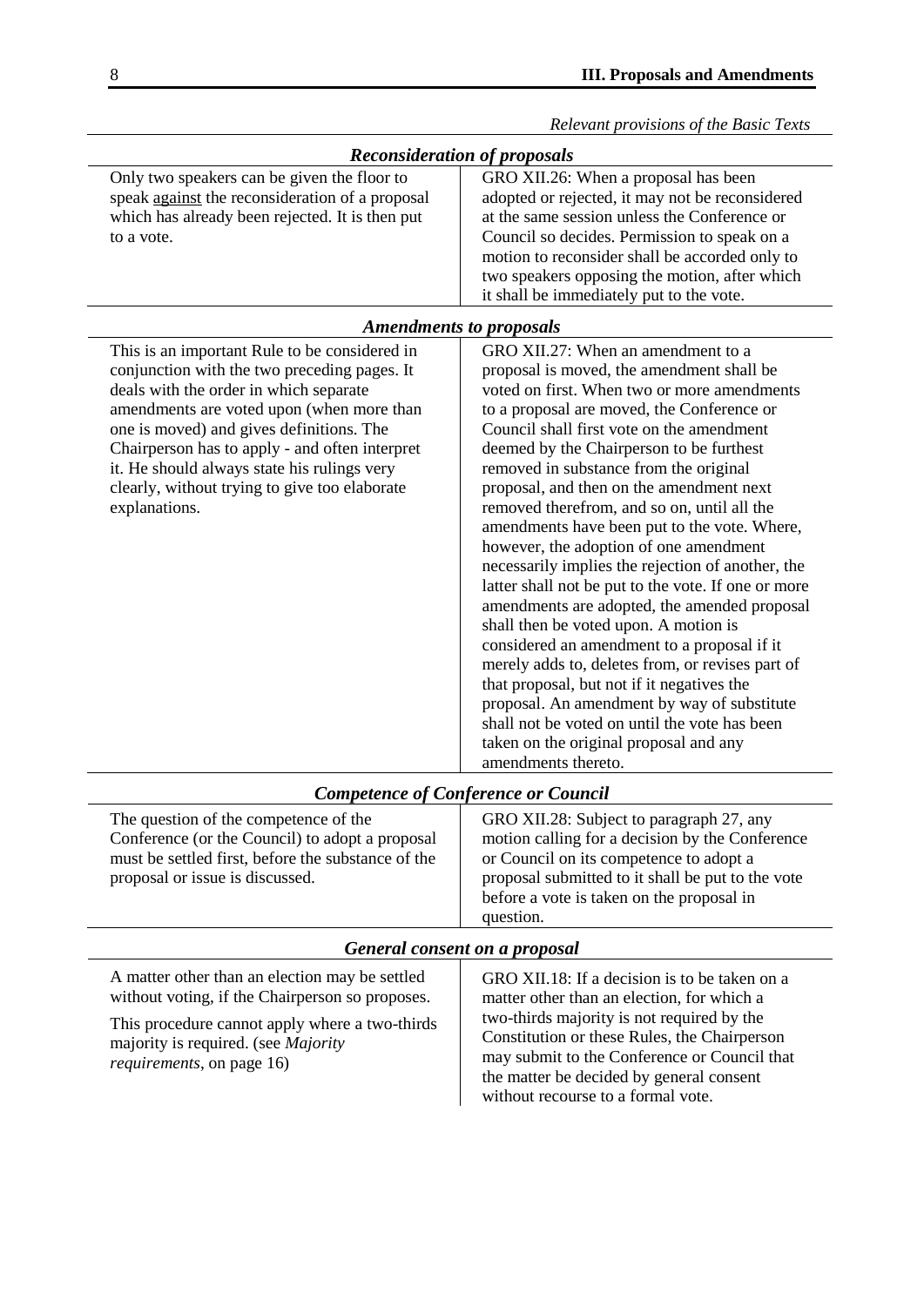*Relevant provisions of the Basic Texts*

### *Reconsideration of proposals*

| | |
|---|---|
| Only two speakers can be given the floor to speak <u>against</u> the reconsideration of a proposal which has already been rejected. It is then put to a vote. | GRO XII.26: When a proposal has been adopted or rejected, it may not be reconsidered at the same session unless the Conference or Council so decides. Permission to speak on a motion to reconsider shall be accorded only to two speakers opposing the motion, after which it shall be immediately put to the vote. |

### *Amendments to proposals*

| | |
|---|---|
| This is an important Rule to be considered in conjunction with the two preceding pages. It deals with the order in which separate amendments are voted upon (when more than one is moved) and gives definitions. The Chairperson has to apply - and often interpret it. He should always state his rulings very clearly, without trying to give too elaborate explanations. | GRO XII.27: When an amendment to a proposal is moved, the amendment shall be voted on first. When two or more amendments to a proposal are moved, the Conference or Council shall first vote on the amendment deemed by the Chairperson to be furthest removed in substance from the original proposal, and then on the amendment next removed therefrom, and so on, until all the amendments have been put to the vote. Where, however, the adoption of one amendment necessarily implies the rejection of another, the latter shall not be put to the vote. If one or more amendments are adopted, the amended proposal shall then be voted upon. A motion is considered an amendment to a proposal if it merely adds to, deletes from, or revises part of that proposal, but not if it negatives the proposal. An amendment by way of substitute shall not be voted on until the vote has been taken on the original proposal and any amendments thereto. |

### *Competence of Conference or Council*

| | |
|---|---|
| The question of the competence of the Conference (or the Council) to adopt a proposal must be settled first, before the substance of the proposal or issue is discussed. | GRO XII.28: Subject to paragraph 27, any motion calling for a decision by the Conference or Council on its competence to adopt a proposal submitted to it shall be put to the vote before a vote is taken on the proposal in question. |

### *General consent on a proposal*

| | |
|---|---|
| A matter other than an election may be settled without voting, if the Chairperson so proposes.<br><br>This procedure cannot apply where a two-thirds majority is required. (see *Majority requirements*, on page 16) | GRO XII.18: If a decision is to be taken on a matter other than an election, for which a two-thirds majority is not required by the Constitution or these Rules, the Chairperson may submit to the Conference or Council that the matter be decided by general consent without recourse to a formal vote. |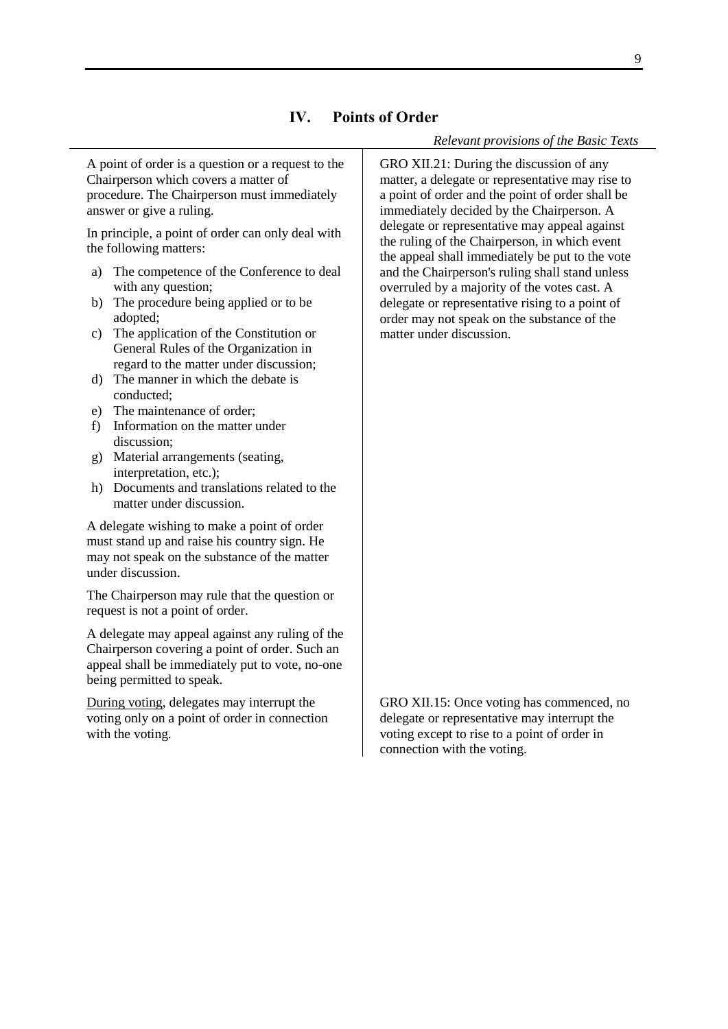## IV. Points of Order

*Relevant provisions of the Basic Texts*

A point of order is a question or a request to the Chairperson which covers a matter of procedure. The Chairperson must immediately answer or give a ruling.

In principle, a point of order can only deal with the following matters:

a) The competence of the Conference to deal with any question;
b) The procedure being applied or to be adopted;
c) The application of the Constitution or General Rules of the Organization in regard to the matter under discussion;
d) The manner in which the debate is conducted;
e) The maintenance of order;
f) Information on the matter under discussion;
g) Material arrangements (seating, interpretation, etc.);
h) Documents and translations related to the matter under discussion.

A delegate wishing to make a point of order must stand up and raise his country sign. He may not speak on the substance of the matter under discussion.

The Chairperson may rule that the question or request is not a point of order.

A delegate may appeal against any ruling of the Chairperson covering a point of order. Such an appeal shall be immediately put to vote, no-one being permitted to speak.

GRO XII.21: During the discussion of any matter, a delegate or representative may rise to a point of order and the point of order shall be immediately decided by the Chairperson. A delegate or representative may appeal against the ruling of the Chairperson, in which event the appeal shall immediately be put to the vote and the Chairperson's ruling shall stand unless overruled by a majority of the votes cast. A delegate or representative rising to a point of order may not speak on the substance of the matter under discussion.

<u>During voting</u>, delegates may interrupt the voting only on a point of order in connection with the voting.

GRO XII.15: Once voting has commenced, no delegate or representative may interrupt the voting except to rise to a point of order in connection with the voting.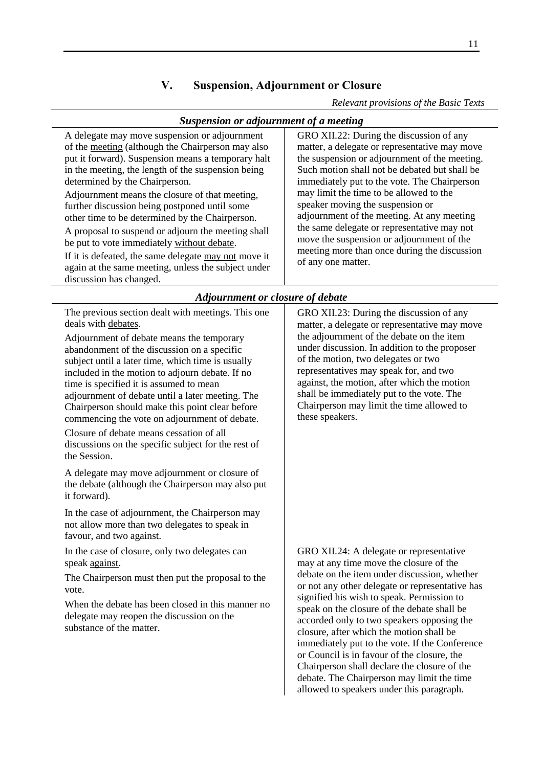## V. Suspension, Adjournment or Closure

*Relevant provisions of the Basic Texts*

### *Suspension or adjournment of a meeting*

A delegate may move suspension or adjournment of the meeting (although the Chairperson may also put it forward). Suspension means a temporary halt in the meeting, the length of the suspension being determined by the Chairperson.

Adjournment means the closure of that meeting, further discussion being postponed until some other time to be determined by the Chairperson.

A proposal to suspend or adjourn the meeting shall be put to vote immediately without debate.

If it is defeated, the same delegate may not move it again at the same meeting, unless the subject under discussion has changed.

GRO XII.22: During the discussion of any matter, a delegate or representative may move the suspension or adjournment of the meeting. Such motion shall not be debated but shall be immediately put to the vote. The Chairperson may limit the time to be allowed to the speaker moving the suspension or adjournment of the meeting. At any meeting the same delegate or representative may not move the suspension or adjournment of the meeting more than once during the discussion of any one matter.

### *Adjournment or closure of debate*

The previous section dealt with meetings. This one deals with debates.

Adjournment of debate means the temporary abandonment of the discussion on a specific subject until a later time, which time is usually included in the motion to adjourn debate. If no time is specified it is assumed to mean adjournment of debate until a later meeting. The Chairperson should make this point clear before commencing the vote on adjournment of debate.

Closure of debate means cessation of all discussions on the specific subject for the rest of the Session.

A delegate may move adjournment or closure of the debate (although the Chairperson may also put it forward).

In the case of adjournment, the Chairperson may not allow more than two delegates to speak in favour, and two against.

GRO XII.23: During the discussion of any matter, a delegate or representative may move the adjournment of the debate on the item under discussion. In addition to the proposer of the motion, two delegates or two representatives may speak for, and two against, the motion, after which the motion shall be immediately put to the vote. The Chairperson may limit the time allowed to these speakers.

In the case of closure, only two delegates can speak against.

The Chairperson must then put the proposal to the vote.

When the debate has been closed in this manner no delegate may reopen the discussion on the substance of the matter.

GRO XII.24: A delegate or representative may at any time move the closure of the debate on the item under discussion, whether or not any other delegate or representative has signified his wish to speak. Permission to speak on the closure of the debate shall be accorded only to two speakers opposing the closure, after which the motion shall be immediately put to the vote. If the Conference or Council is in favour of the closure, the Chairperson shall declare the closure of the debate. The Chairperson may limit the time allowed to speakers under this paragraph.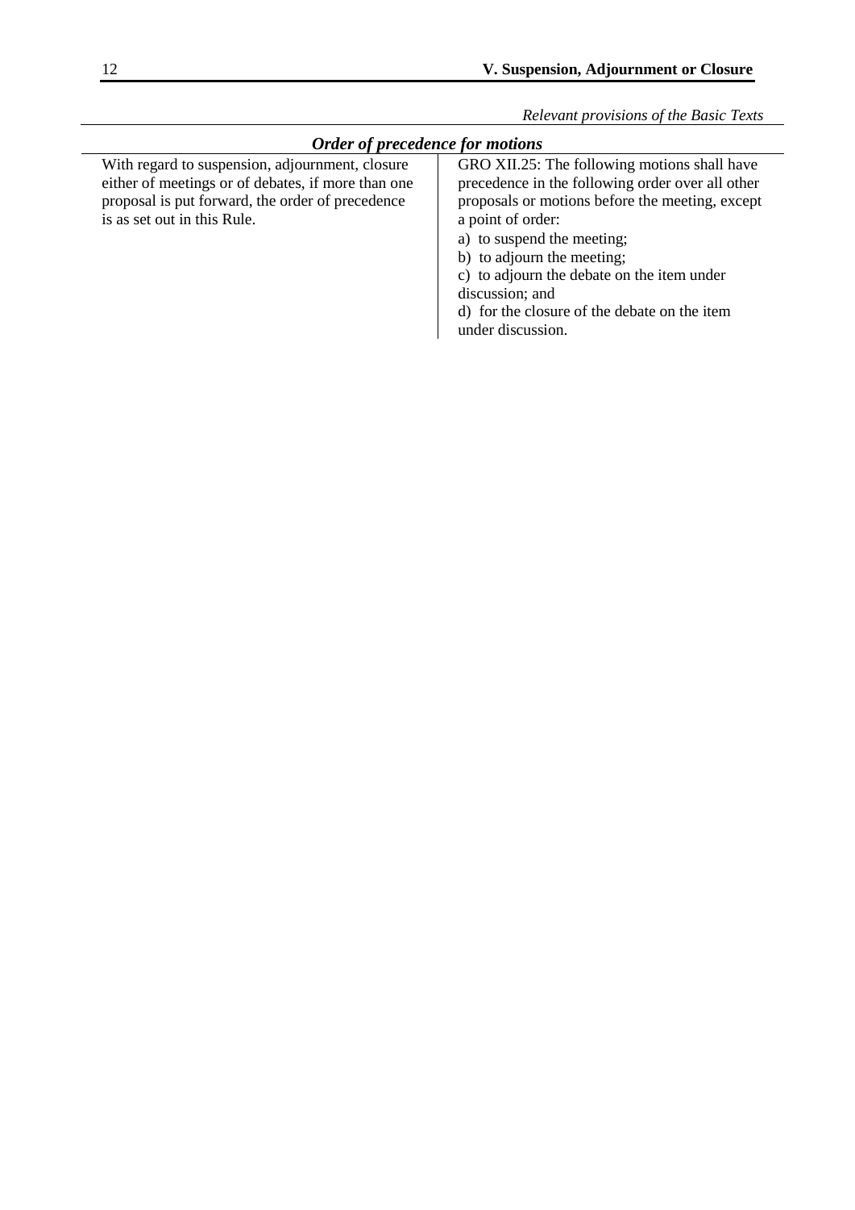*Relevant provisions of the Basic Texts*

### *Order of precedence for motions*

| | |
|---|---|
| With regard to suspension, adjournment, closure either of meetings or of debates, if more than one proposal is put forward, the order of precedence is as set out in this Rule. | GRO XII.25: The following motions shall have precedence in the following order over all other proposals or motions before the meeting, except a point of order:<br>a) to suspend the meeting;<br>b) to adjourn the meeting;<br>c) to adjourn the debate on the item under discussion; and<br>d) for the closure of the debate on the item under discussion. |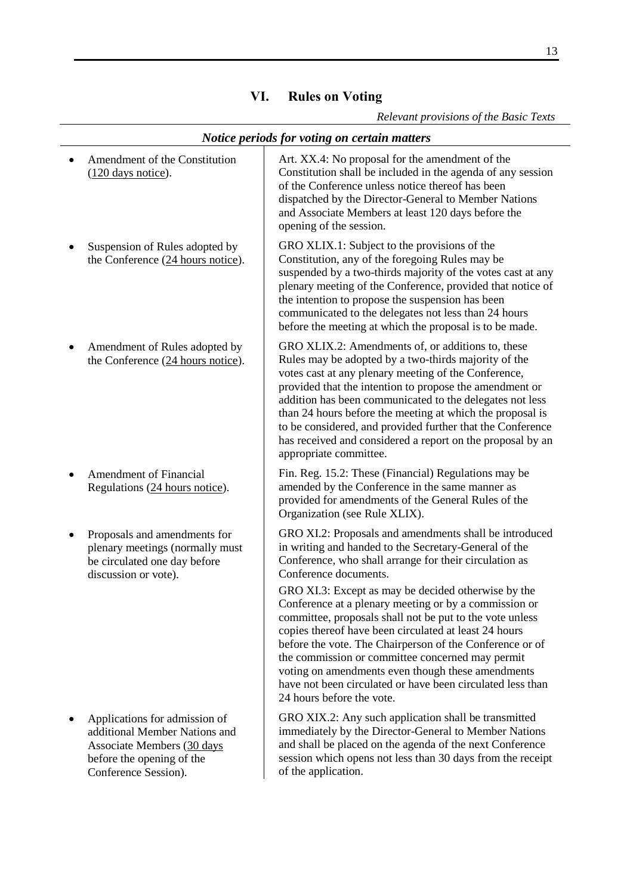# VI. Rules on Voting

*Relevant provisions of the Basic Texts*

| *Notice periods for voting on certain matters* | |
|---|---|
| • Amendment of the Constitution (<u>120 days notice</u>). | Art. XX.4: No proposal for the amendment of the Constitution shall be included in the agenda of any session of the Conference unless notice thereof has been dispatched by the Director-General to Member Nations and Associate Members at least 120 days before the opening of the session. |
| • Suspension of Rules adopted by the Conference (<u>24 hours notice</u>). | GRO XLIX.1: Subject to the provisions of the Constitution, any of the foregoing Rules may be suspended by a two-thirds majority of the votes cast at any plenary meeting of the Conference, provided that notice of the intention to propose the suspension has been communicated to the delegates not less than 24 hours before the meeting at which the proposal is to be made. |
| • Amendment of Rules adopted by the Conference (<u>24 hours notice</u>). | GRO XLIX.2: Amendments of, or additions to, these Rules may be adopted by a two-thirds majority of the votes cast at any plenary meeting of the Conference, provided that the intention to propose the amendment or addition has been communicated to the delegates not less than 24 hours before the meeting at which the proposal is to be considered, and provided further that the Conference has received and considered a report on the proposal by an appropriate committee. |
| • Amendment of Financial Regulations (<u>24 hours notice</u>). | Fin. Reg. 15.2: These (Financial) Regulations may be amended by the Conference in the same manner as provided for amendments of the General Rules of the Organization (see Rule XLIX). |
| • Proposals and amendments for plenary meetings (normally must be circulated one day before discussion or vote). | GRO XI.2: Proposals and amendments shall be introduced in writing and handed to the Secretary-General of the Conference, who shall arrange for their circulation as Conference documents.<br><br>GRO XI.3: Except as may be decided otherwise by the Conference at a plenary meeting or by a commission or committee, proposals shall not be put to the vote unless copies thereof have been circulated at least 24 hours before the vote. The Chairperson of the Conference or of the commission or committee concerned may permit voting on amendments even though these amendments have not been circulated or have been circulated less than 24 hours before the vote. |
| • Applications for admission of additional Member Nations and Associate Members (<u>30 days</u> before the opening of the Conference Session). | GRO XIX.2: Any such application shall be transmitted immediately by the Director-General to Member Nations and shall be placed on the agenda of the next Conference session which opens not less than 30 days from the receipt of the application. |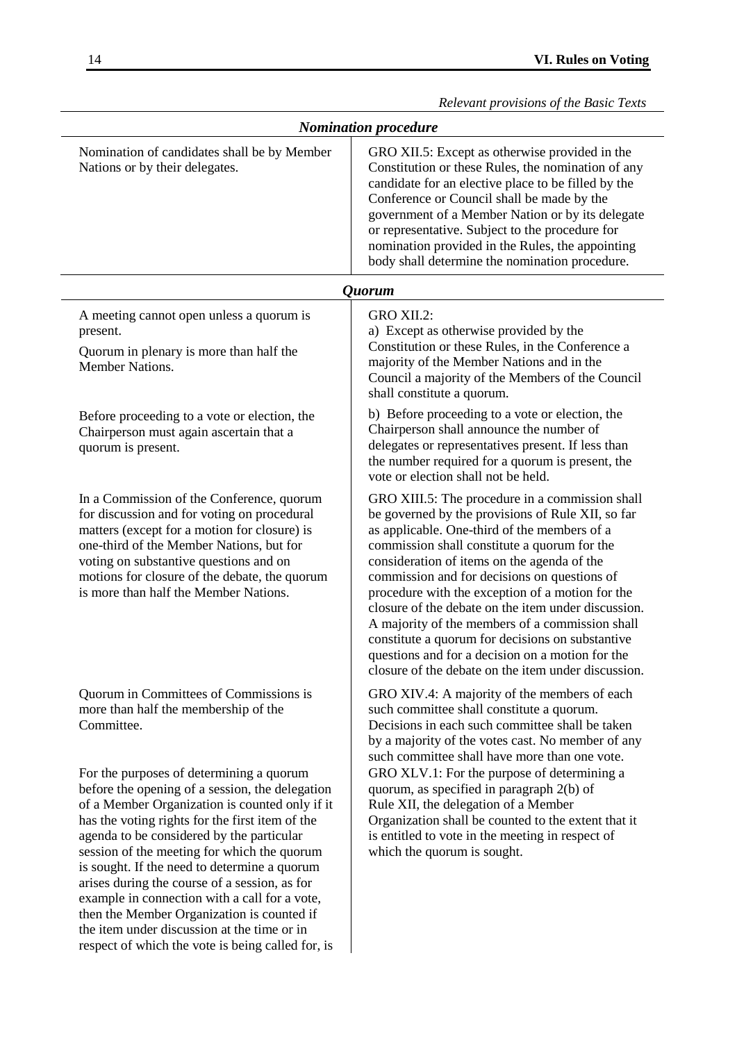*Relevant provisions of the Basic Texts*

| *Nomination procedure* | |
|---|---|
| Nomination of candidates shall be by Member Nations or by their delegates. | GRO XII.5: Except as otherwise provided in the Constitution or these Rules, the nomination of any candidate for an elective place to be filled by the Conference or Council shall be made by the government of a Member Nation or by its delegate or representative. Subject to the procedure for nomination provided in the Rules, the appointing body shall determine the nomination procedure. |

| *Quorum* | |
|---|---|
| A meeting cannot open unless a quorum is present.<br>Quorum in plenary is more than half the Member Nations. | GRO XII.2:<br>a) Except as otherwise provided by the Constitution or these Rules, in the Conference a majority of the Member Nations and in the Council a majority of the Members of the Council shall constitute a quorum. |
| Before proceeding to a vote or election, the Chairperson must again ascertain that a quorum is present. | b) Before proceeding to a vote or election, the Chairperson shall announce the number of delegates or representatives present. If less than the number required for a quorum is present, the vote or election shall not be held. |
| In a Commission of the Conference, quorum for discussion and for voting on procedural matters (except for a motion for closure) is one-third of the Member Nations, but for voting on substantive questions and on motions for closure of the debate, the quorum is more than half the Member Nations. | GRO XIII.5: The procedure in a commission shall be governed by the provisions of Rule XII, so far as applicable. One-third of the members of a commission shall constitute a quorum for the consideration of items on the agenda of the commission and for decisions on questions of procedure with the exception of a motion for the closure of the debate on the item under discussion. A majority of the members of a commission shall constitute a quorum for decisions on substantive questions and for a decision on a motion for the closure of the debate on the item under discussion. |
| Quorum in Committees of Commissions is more than half the membership of the Committee. | GRO XIV.4: A majority of the members of each such committee shall constitute a quorum. Decisions in each such committee shall be taken by a majority of the votes cast. No member of any such committee shall have more than one vote. |
| For the purposes of determining a quorum before the opening of a session, the delegation of a Member Organization is counted only if it has the voting rights for the first item of the agenda to be considered by the particular session of the meeting for which the quorum is sought. If the need to determine a quorum arises during the course of a session, as for example in connection with a call for a vote, then the Member Organization is counted if the item under discussion at the time or in respect of which the vote is being called for, is | GRO XLV.1: For the purpose of determining a quorum, as specified in paragraph 2(b) of Rule XII, the delegation of a Member Organization shall be counted to the extent that it is entitled to vote in the meeting in respect of which the quorum is sought. |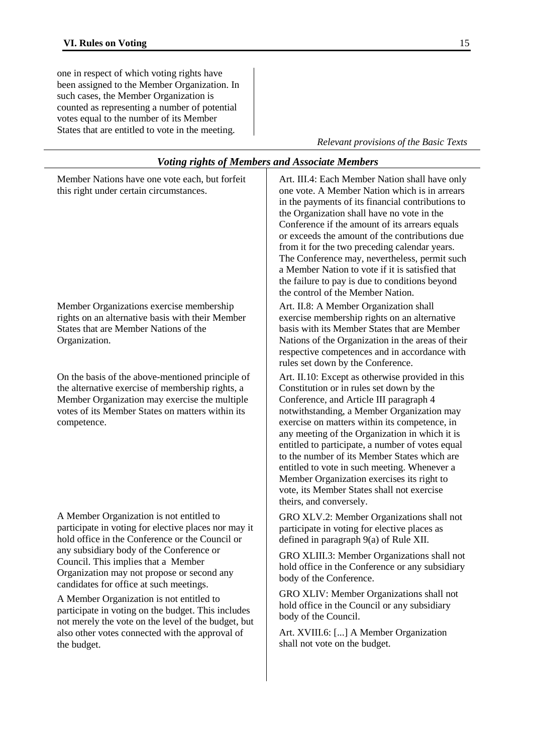one in respect of which voting rights have been assigned to the Member Organization. In such cases, the Member Organization is counted as representing a number of potential votes equal to the number of its Member States that are entitled to vote in the meeting.

| | *Relevant provisions of the Basic Texts* |
|---|---|

### *Voting rights of Members and Associate Members*

| | |
|---|---|
| Member Nations have one vote each, but forfeit this right under certain circumstances. | Art. III.4: Each Member Nation shall have only one vote. A Member Nation which is in arrears in the payments of its financial contributions to the Organization shall have no vote in the Conference if the amount of its arrears equals or exceeds the amount of the contributions due from it for the two preceding calendar years. The Conference may, nevertheless, permit such a Member Nation to vote if it is satisfied that the failure to pay is due to conditions beyond the control of the Member Nation. |
| Member Organizations exercise membership rights on an alternative basis with their Member States that are Member Nations of the Organization. | Art. II.8: A Member Organization shall exercise membership rights on an alternative basis with its Member States that are Member Nations of the Organization in the areas of their respective competences and in accordance with rules set down by the Conference. |
| On the basis of the above-mentioned principle of the alternative exercise of membership rights, a Member Organization may exercise the multiple votes of its Member States on matters within its competence. | Art. II.10: Except as otherwise provided in this Constitution or in rules set down by the Conference, and Article III paragraph 4 notwithstanding, a Member Organization may exercise on matters within its competence, in any meeting of the Organization in which it is entitled to participate, a number of votes equal to the number of its Member States which are entitled to vote in such meeting. Whenever a Member Organization exercises its right to vote, its Member States shall not exercise theirs, and conversely. |
| A Member Organization is not entitled to participate in voting for elective places nor may it hold office in the Conference or the Council or any subsidiary body of the Conference or Council. This implies that a Member Organization may not propose or second any candidates for office at such meetings. | GRO XLV.2: Member Organizations shall not participate in voting for elective places as defined in paragraph 9(a) of Rule XII.<br><br>GRO XLIII.3: Member Organizations shall not hold office in the Conference or any subsidiary body of the Conference.<br><br>GRO XLIV: Member Organizations shall not hold office in the Council or any subsidiary body of the Council. |
| A Member Organization is not entitled to participate in voting on the budget. This includes not merely the vote on the level of the budget, but also other votes connected with the approval of the budget. | Art. XVIII.6: [...] A Member Organization shall not vote on the budget. |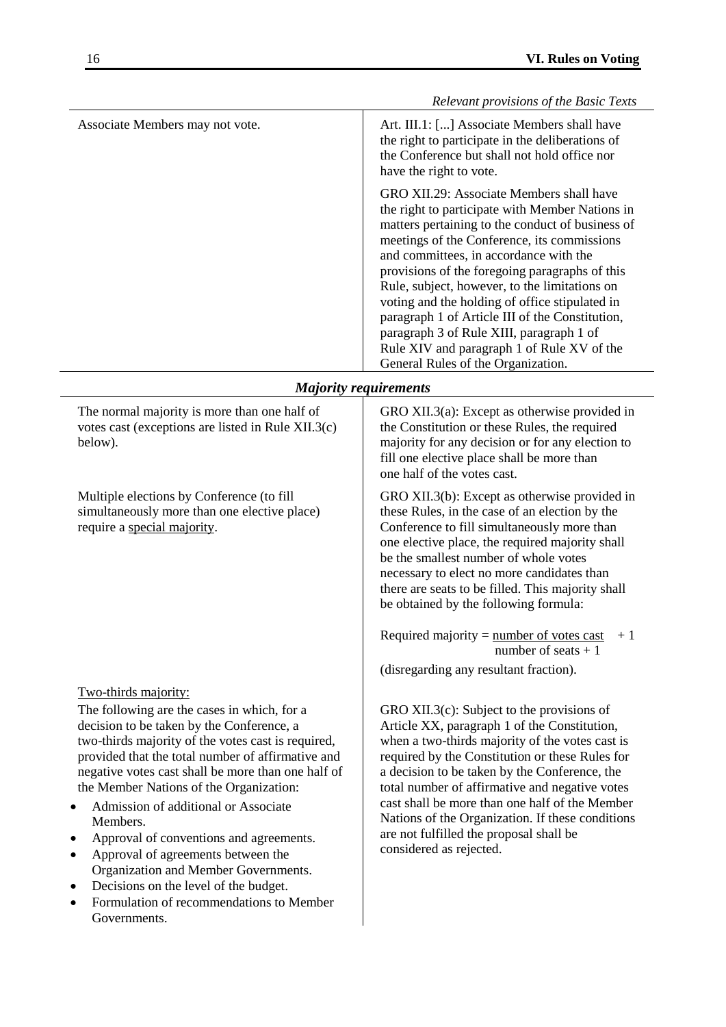*Relevant provisions of the Basic Texts*

| | *Relevant provisions of the Basic Texts* |
|---|---|
| Associate Members may not vote. | Art. III.1: [...] Associate Members shall have the right to participate in the deliberations of the Conference but shall not hold office nor have the right to vote.<br><br>GRO XII.29: Associate Members shall have the right to participate with Member Nations in matters pertaining to the conduct of business of meetings of the Conference, its commissions and committees, in accordance with the provisions of the foregoing paragraphs of this Rule, subject, however, to the limitations on voting and the holding of office stipulated in paragraph 1 of Article III of the Constitution, paragraph 3 of Rule XIII, paragraph 1 of Rule XIV and paragraph 1 of Rule XV of the General Rules of the Organization. |

### *Majority requirements*

The normal majority is more than one half of votes cast (exceptions are listed in Rule XII.3(c) below).

> GRO XII.3(a): Except as otherwise provided in the Constitution or these Rules, the required majority for any decision or for any election to fill one elective place shall be more than one half of the votes cast.

Multiple elections by Conference (to fill simultaneously more than one elective place) require a special majority.

> GRO XII.3(b): Except as otherwise provided in these Rules, in the case of an election by the Conference to fill simultaneously more than one elective place, the required majority shall be the smallest number of whole votes necessary to elect no more candidates than there are seats to be filled. This majority shall be obtained by the following formula:
>
> $$\text{Required majority} = \frac{\text{number of votes cast}}{\text{number of seats} + 1} + 1$$
>
> (disregarding any resultant fraction).

Two-thirds majority:

The following are the cases in which, for a decision to be taken by the Conference, a two-thirds majority of the votes cast is required, provided that the total number of affirmative and negative votes cast shall be more than one half of the Member Nations of the Organization:

- Admission of additional or Associate Members.
- Approval of conventions and agreements.
- Approval of agreements between the Organization and Member Governments.
- Decisions on the level of the budget.
- Formulation of recommendations to Member Governments.

> GRO XII.3(c): Subject to the provisions of Article XX, paragraph 1 of the Constitution, when a two-thirds majority of the votes cast is required by the Constitution or these Rules for a decision to be taken by the Conference, the total number of affirmative and negative votes cast shall be more than one half of the Member Nations of the Organization. If these conditions are not fulfilled the proposal shall be considered as rejected.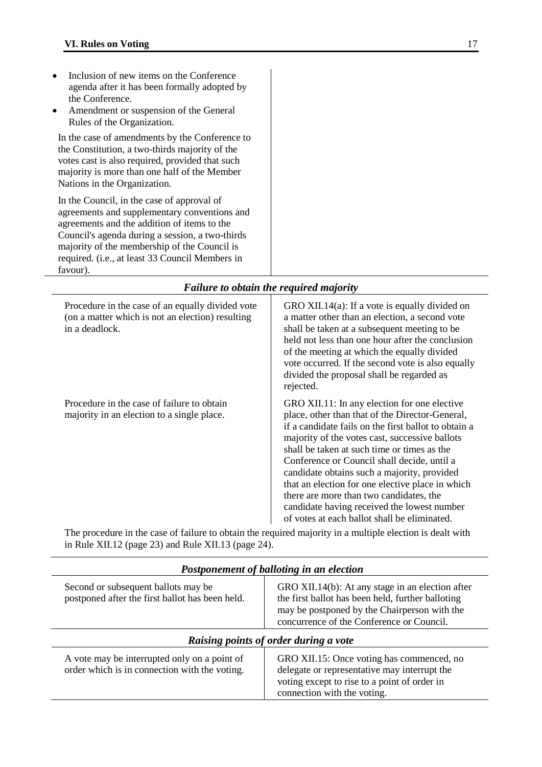- Inclusion of new items on the Conference agenda after it has been formally adopted by the Conference.
- Amendment or suspension of the General Rules of the Organization.

In the case of amendments by the Conference to the Constitution, a two-thirds majority of the votes cast is also required, provided that such majority is more than one half of the Member Nations in the Organization.

In the Council, in the case of approval of agreements and supplementary conventions and agreements and the addition of items to the Council's agenda during a session, a two-thirds majority of the membership of the Council is required. (i.e., at least 33 Council Members in favour).

### *Failure to obtain the required majority*

| | |
|---|---|
| Procedure in the case of an equally divided vote (on a matter which is not an election) resulting in a deadlock. | GRO XII.14(a): If a vote is equally divided on a matter other than an election, a second vote shall be taken at a subsequent meeting to be held not less than one hour after the conclusion of the meeting at which the equally divided vote occurred. If the second vote is also equally divided the proposal shall be regarded as rejected. |
| Procedure in the case of failure to obtain majority in an election to a single place. | GRO XII.11: In any election for one elective place, other than that of the Director-General, if a candidate fails on the first ballot to obtain a majority of the votes cast, successive ballots shall be taken at such time or times as the Conference or Council shall decide, until a candidate obtains such a majority, provided that an election for one elective place in which there are more than two candidates, the candidate having received the lowest number of votes at each ballot shall be eliminated. |

The procedure in the case of failure to obtain the required majority in a multiple election is dealt with in Rule XII.12 (page 23) and Rule XII.13 (page 24).

### *Postponement of balloting in an election*

| | |
|---|---|
| Second or subsequent ballots may be postponed after the first ballot has been held. | GRO XII.14(b): At any stage in an election after the first ballot has been held, further balloting may be postponed by the Chairperson with the concurrence of the Conference or Council. |

### *Raising points of order during a vote*

| | |
|---|---|
| A vote may be interrupted only on a point of order which is in connection with the voting. | GRO XII.15: Once voting has commenced, no delegate or representative may interrupt the voting except to rise to a point of order in connection with the voting. |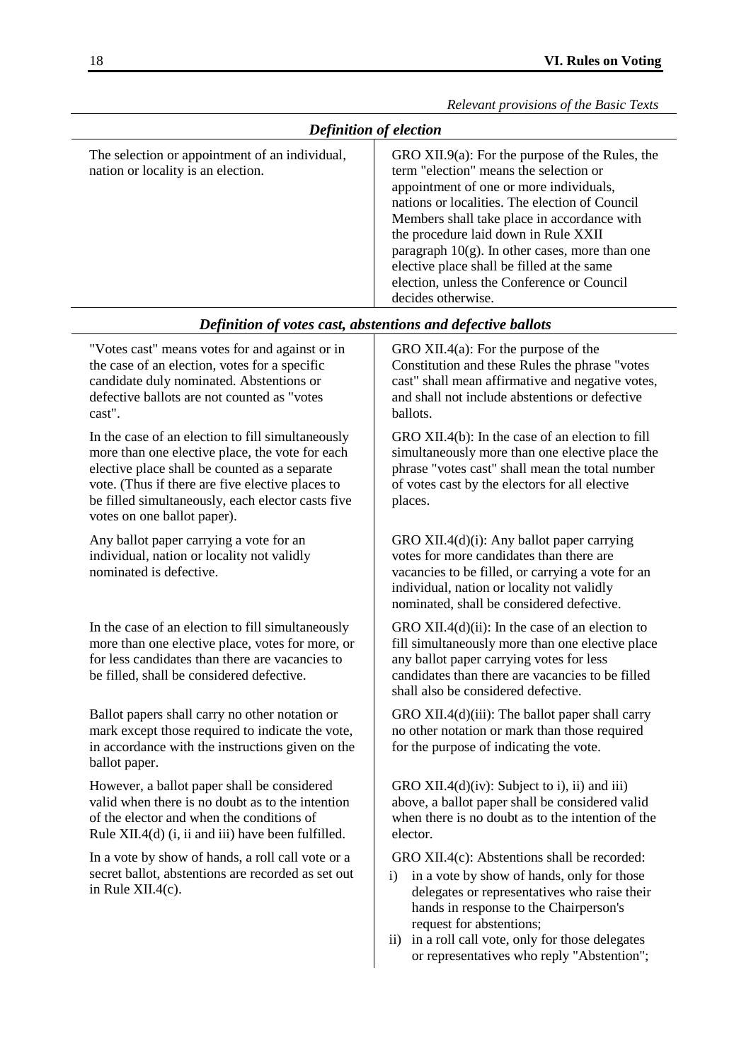*Relevant provisions of the Basic Texts*

### *Definition of election*

| | |
|---|---|
| The selection or appointment of an individual, nation or locality is an election. | GRO XII.9(a): For the purpose of the Rules, the term "election" means the selection or appointment of one or more individuals, nations or localities. The election of Council Members shall take place in accordance with the procedure laid down in Rule XXII paragraph 10(g). In other cases, more than one elective place shall be filled at the same election, unless the Conference or Council decides otherwise. |

### *Definition of votes cast, abstentions and defective ballots*

| | |
|---|---|
| "Votes cast" means votes for and against or in the case of an election, votes for a specific candidate duly nominated. Abstentions or defective ballots are not counted as "votes cast". | GRO XII.4(a): For the purpose of the Constitution and these Rules the phrase "votes cast" shall mean affirmative and negative votes, and shall not include abstentions or defective ballots. |
| In the case of an election to fill simultaneously more than one elective place, the vote for each elective place shall be counted as a separate vote. (Thus if there are five elective places to be filled simultaneously, each elector casts five votes on one ballot paper). | GRO XII.4(b): In the case of an election to fill simultaneously more than one elective place the phrase "votes cast" shall mean the total number of votes cast by the electors for all elective places. |
| Any ballot paper carrying a vote for an individual, nation or locality not validly nominated is defective. | GRO XII.4(d)(i): Any ballot paper carrying votes for more candidates than there are vacancies to be filled, or carrying a vote for an individual, nation or locality not validly nominated, shall be considered defective. |
| In the case of an election to fill simultaneously more than one elective place, votes for more, or for less candidates than there are vacancies to be filled, shall be considered defective. | GRO XII.4(d)(ii): In the case of an election to fill simultaneously more than one elective place any ballot paper carrying votes for less candidates than there are vacancies to be filled shall also be considered defective. |
| Ballot papers shall carry no other notation or mark except those required to indicate the vote, in accordance with the instructions given on the ballot paper. | GRO XII.4(d)(iii): The ballot paper shall carry no other notation or mark than those required for the purpose of indicating the vote. |
| However, a ballot paper shall be considered valid when there is no doubt as to the intention of the elector and when the conditions of Rule XII.4(d) (i, ii and iii) have been fulfilled. | GRO XII.4(d)(iv): Subject to i), ii) and iii) above, a ballot paper shall be considered valid when there is no doubt as to the intention of the elector. |
| In a vote by show of hands, a roll call vote or a secret ballot, abstentions are recorded as set out in Rule XII.4(c). | GRO XII.4(c): Abstentions shall be recorded:<br>i) in a vote by show of hands, only for those delegates or representatives who raise their hands in response to the Chairperson's request for abstentions;<br>ii) in a roll call vote, only for those delegates or representatives who reply "Abstention"; |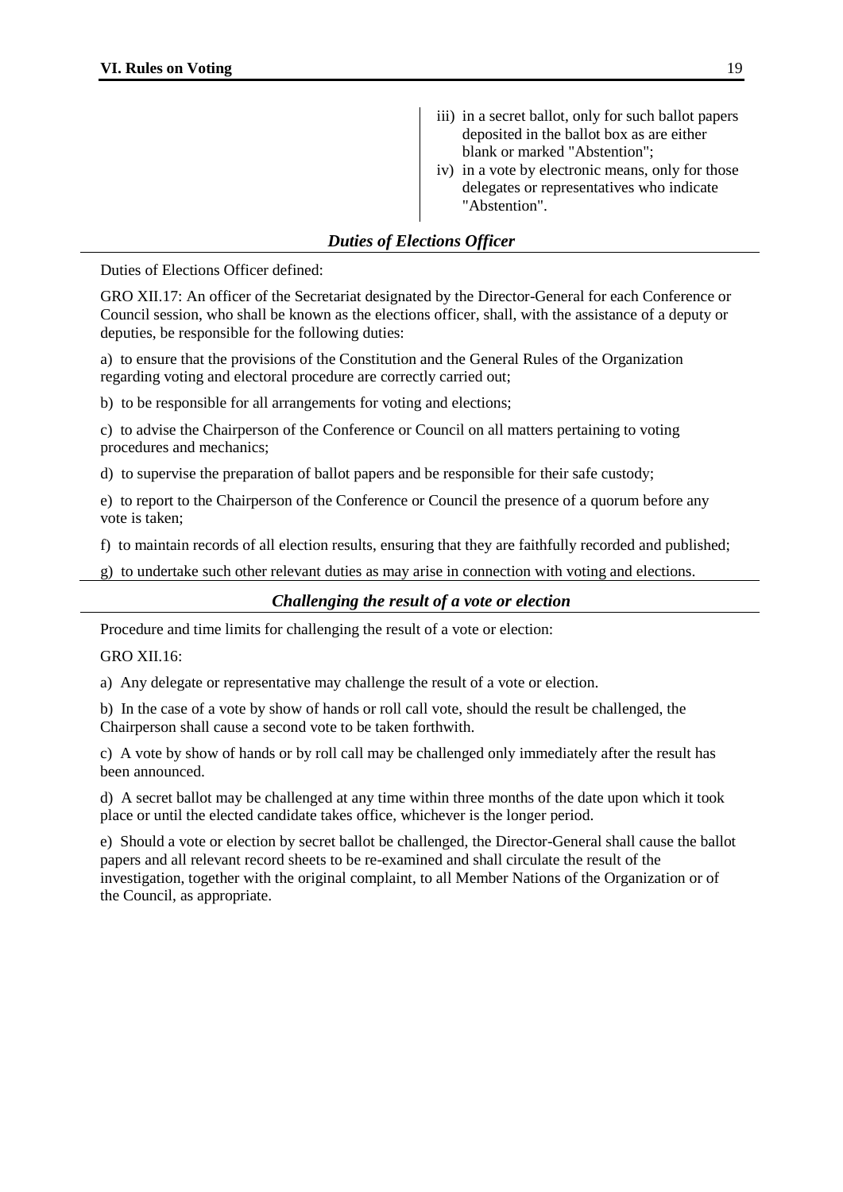iii) in a secret ballot, only for such ballot papers deposited in the ballot box as are either blank or marked "Abstention";

iv) in a vote by electronic means, only for those delegates or representatives who indicate "Abstention".

### *Duties of Elections Officer*

Duties of Elections Officer defined:

GRO XII.17: An officer of the Secretariat designated by the Director-General for each Conference or Council session, who shall be known as the elections officer, shall, with the assistance of a deputy or deputies, be responsible for the following duties:

a) to ensure that the provisions of the Constitution and the General Rules of the Organization regarding voting and electoral procedure are correctly carried out;

b) to be responsible for all arrangements for voting and elections;

c) to advise the Chairperson of the Conference or Council on all matters pertaining to voting procedures and mechanics;

d) to supervise the preparation of ballot papers and be responsible for their safe custody;

e) to report to the Chairperson of the Conference or Council the presence of a quorum before any vote is taken;

f) to maintain records of all election results, ensuring that they are faithfully recorded and published;

g) to undertake such other relevant duties as may arise in connection with voting and elections.

### *Challenging the result of a vote or election*

Procedure and time limits for challenging the result of a vote or election:

GRO XII.16:

a) Any delegate or representative may challenge the result of a vote or election.

b) In the case of a vote by show of hands or roll call vote, should the result be challenged, the Chairperson shall cause a second vote to be taken forthwith.

c) A vote by show of hands or by roll call may be challenged only immediately after the result has been announced.

d) A secret ballot may be challenged at any time within three months of the date upon which it took place or until the elected candidate takes office, whichever is the longer period.

e) Should a vote or election by secret ballot be challenged, the Director-General shall cause the ballot papers and all relevant record sheets to be re-examined and shall circulate the result of the investigation, together with the original complaint, to all Member Nations of the Organization or of the Council, as appropriate.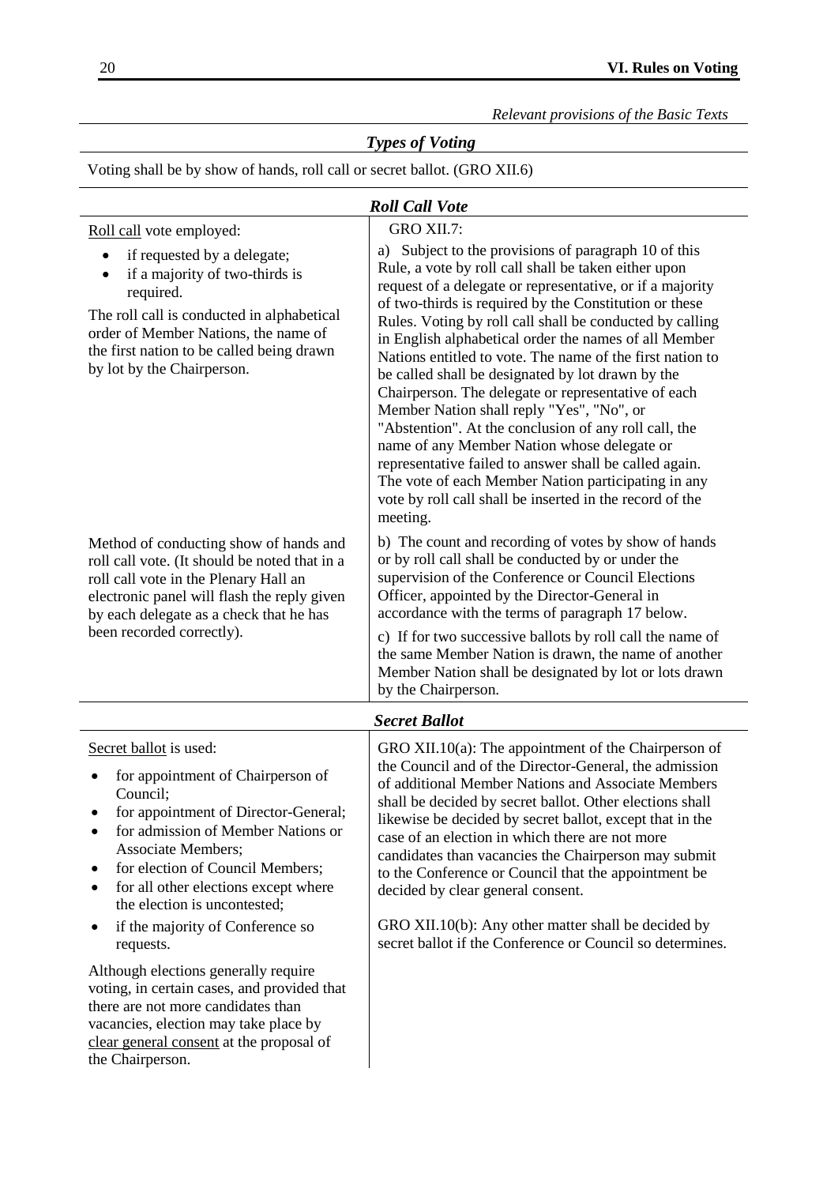*Relevant provisions of the Basic Texts*

## *Types of Voting*

Voting shall be by show of hands, roll call or secret ballot. (GRO XII.6)

### *Roll Call Vote*

| | |
|---|---|
| Roll call vote employed:<br>• if requested by a delegate;<br>• if a majority of two-thirds is required.<br>The roll call is conducted in alphabetical order of Member Nations, the name of the first nation to be called being drawn by lot by the Chairperson. | GRO XII.7:<br>a) Subject to the provisions of paragraph 10 of this Rule, a vote by roll call shall be taken either upon request of a delegate or representative, or if a majority of two-thirds is required by the Constitution or these Rules. Voting by roll call shall be conducted by calling in English alphabetical order the names of all Member Nations entitled to vote. The name of the first nation to be called shall be designated by lot drawn by the Chairperson. The delegate or representative of each Member Nation shall reply "Yes", "No", or "Abstention". At the conclusion of any roll call, the name of any Member Nation whose delegate or representative failed to answer shall be called again. The vote of each Member Nation participating in any vote by roll call shall be inserted in the record of the meeting. |
| Method of conducting show of hands and roll call vote. (It should be noted that in a roll call vote in the Plenary Hall an electronic panel will flash the reply given by each delegate as a check that he has been recorded correctly). | b) The count and recording of votes by show of hands or by roll call shall be conducted by or under the supervision of the Conference or Council Elections Officer, appointed by the Director-General in accordance with the terms of paragraph 17 below.<br>c) If for two successive ballots by roll call the name of the same Member Nation is drawn, the name of another Member Nation shall be designated by lot or lots drawn by the Chairperson. |

### *Secret Ballot*

| | |
|---|---|
| Secret ballot is used:<br>• for appointment of Chairperson of Council;<br>• for appointment of Director-General;<br>• for admission of Member Nations or Associate Members;<br>• for election of Council Members;<br>• for all other elections except where the election is uncontested;<br>• if the majority of Conference so requests.<br>Although elections generally require voting, in certain cases, and provided that there are not more candidates than vacancies, election may take place by clear general consent at the proposal of the Chairperson. | GRO XII.10(a): The appointment of the Chairperson of the Council and of the Director-General, the admission of additional Member Nations and Associate Members shall be decided by secret ballot. Other elections shall likewise be decided by secret ballot, except that in the case of an election in which there are not more candidates than vacancies the Chairperson may submit to the Conference or Council that the appointment be decided by clear general consent.<br>GRO XII.10(b): Any other matter shall be decided by secret ballot if the Conference or Council so determines. |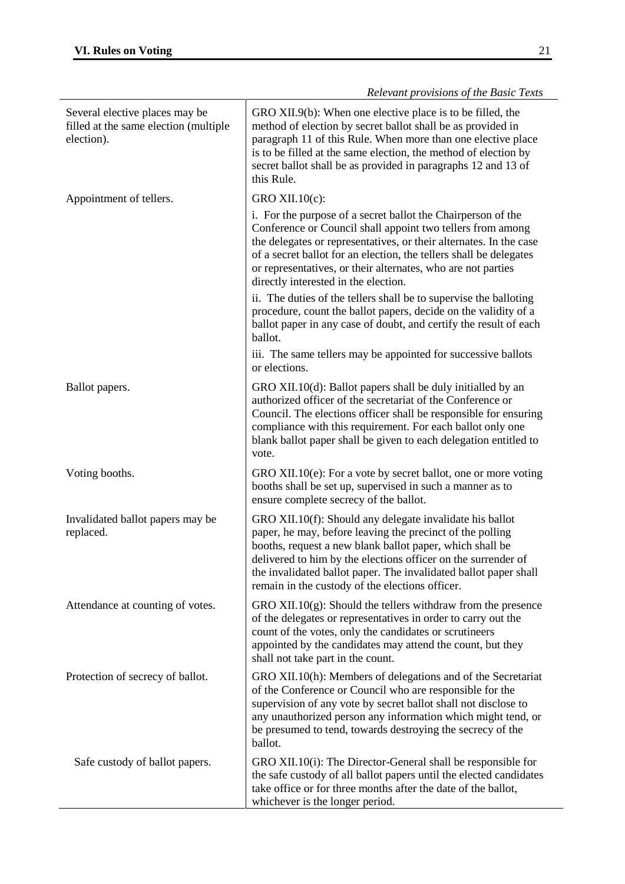| | *Relevant provisions of the Basic Texts* |
|---|---|
| Several elective places may be filled at the same election (multiple election). | GRO XII.9(b): When one elective place is to be filled, the method of election by secret ballot shall be as provided in paragraph 11 of this Rule. When more than one elective place is to be filled at the same election, the method of election by secret ballot shall be as provided in paragraphs 12 and 13 of this Rule. |
| Appointment of tellers. | GRO XII.10(c):<br>i. For the purpose of a secret ballot the Chairperson of the Conference or Council shall appoint two tellers from among the delegates or representatives, or their alternates. In the case of a secret ballot for an election, the tellers shall be delegates or representatives, or their alternates, who are not parties directly interested in the election.<br>ii. The duties of the tellers shall be to supervise the balloting procedure, count the ballot papers, decide on the validity of a ballot paper in any case of doubt, and certify the result of each ballot.<br>iii. The same tellers may be appointed for successive ballots or elections. |
| Ballot papers. | GRO XII.10(d): Ballot papers shall be duly initialled by an authorized officer of the secretariat of the Conference or Council. The elections officer shall be responsible for ensuring compliance with this requirement. For each ballot only one blank ballot paper shall be given to each delegation entitled to vote. |
| Voting booths. | GRO XII.10(e): For a vote by secret ballot, one or more voting booths shall be set up, supervised in such a manner as to ensure complete secrecy of the ballot. |
| Invalidated ballot papers may be replaced. | GRO XII.10(f): Should any delegate invalidate his ballot paper, he may, before leaving the precinct of the polling booths, request a new blank ballot paper, which shall be delivered to him by the elections officer on the surrender of the invalidated ballot paper. The invalidated ballot paper shall remain in the custody of the elections officer. |
| Attendance at counting of votes. | GRO XII.10(g): Should the tellers withdraw from the presence of the delegates or representatives in order to carry out the count of the votes, only the candidates or scrutineers appointed by the candidates may attend the count, but they shall not take part in the count. |
| Protection of secrecy of ballot. | GRO XII.10(h): Members of delegations and of the Secretariat of the Conference or Council who are responsible for the supervision of any vote by secret ballot shall not disclose to any unauthorized person any information which might tend, or be presumed to tend, towards destroying the secrecy of the ballot. |
| Safe custody of ballot papers. | GRO XII.10(i): The Director-General shall be responsible for the safe custody of all ballot papers until the elected candidates take office or for three months after the date of the ballot, whichever is the longer period. |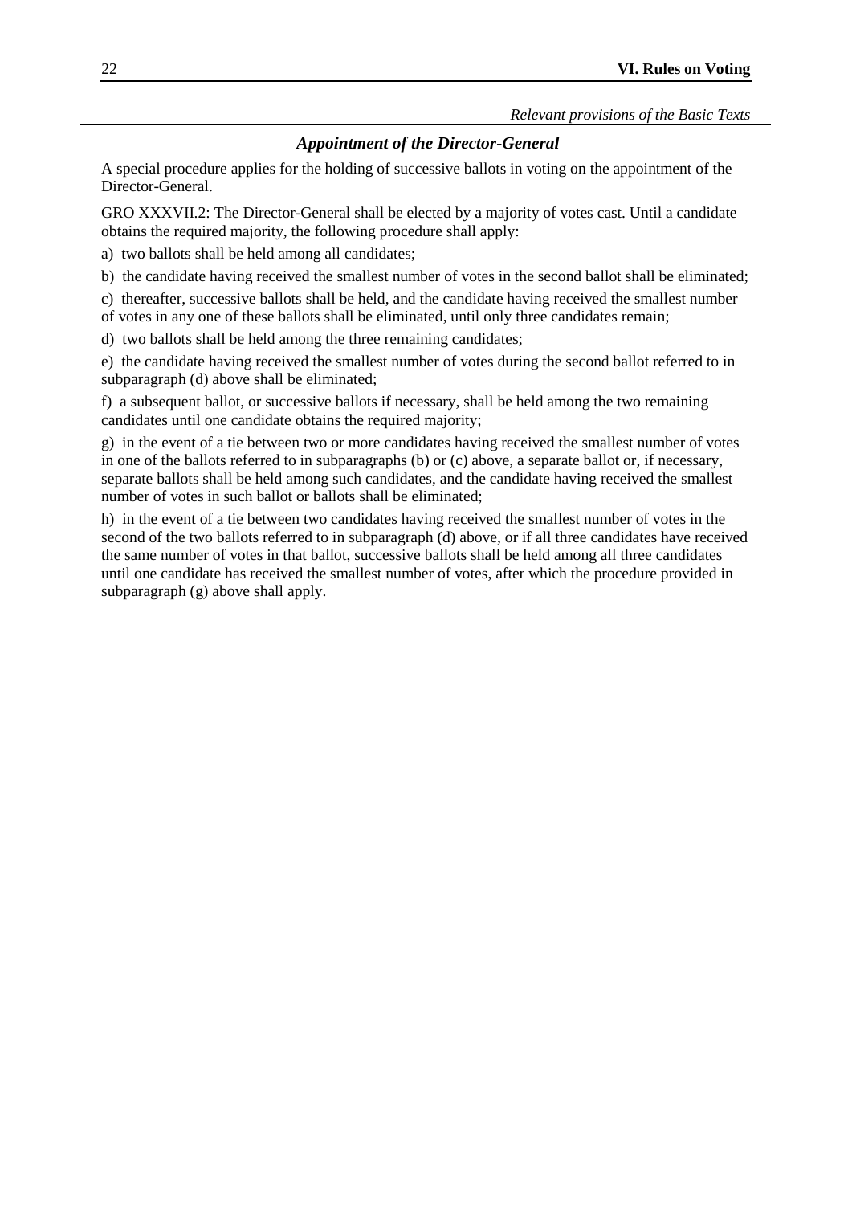*Relevant provisions of the Basic Texts*

### *Appointment of the Director-General*

A special procedure applies for the holding of successive ballots in voting on the appointment of the Director-General.

GRO XXXVII.2: The Director-General shall be elected by a majority of votes cast. Until a candidate obtains the required majority, the following procedure shall apply:

a) two ballots shall be held among all candidates;

b) the candidate having received the smallest number of votes in the second ballot shall be eliminated;

c) thereafter, successive ballots shall be held, and the candidate having received the smallest number of votes in any one of these ballots shall be eliminated, until only three candidates remain;

d) two ballots shall be held among the three remaining candidates;

e) the candidate having received the smallest number of votes during the second ballot referred to in subparagraph (d) above shall be eliminated;

f) a subsequent ballot, or successive ballots if necessary, shall be held among the two remaining candidates until one candidate obtains the required majority;

g) in the event of a tie between two or more candidates having received the smallest number of votes in one of the ballots referred to in subparagraphs (b) or (c) above, a separate ballot or, if necessary, separate ballots shall be held among such candidates, and the candidate having received the smallest number of votes in such ballot or ballots shall be eliminated;

h) in the event of a tie between two candidates having received the smallest number of votes in the second of the two ballots referred to in subparagraph (d) above, or if all three candidates have received the same number of votes in that ballot, successive ballots shall be held among all three candidates until one candidate has received the smallest number of votes, after which the procedure provided in subparagraph (g) above shall apply.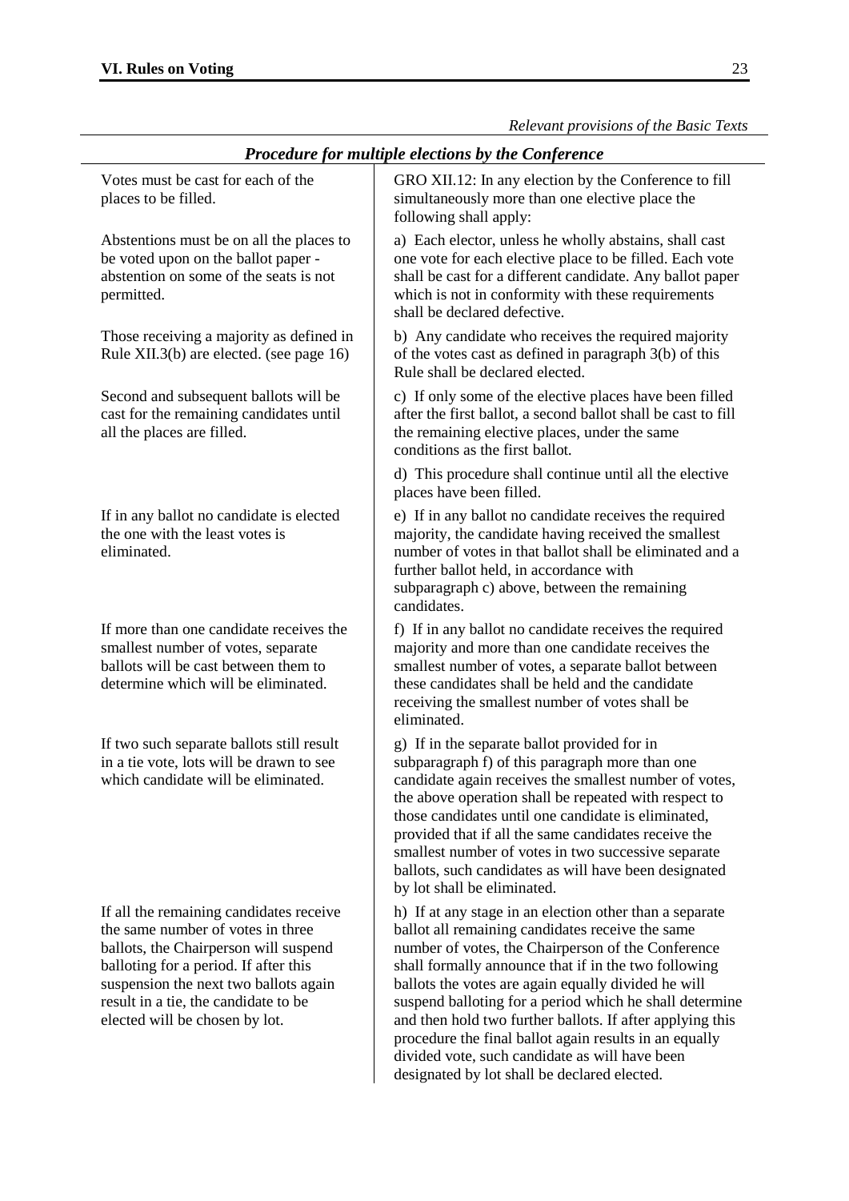*Relevant provisions of the Basic Texts*

### *Procedure for multiple elections by the Conference*

| | |
|---|---|
| Votes must be cast for each of the places to be filled. | GRO XII.12: In any election by the Conference to fill simultaneously more than one elective place the following shall apply: |
| Abstentions must be on all the places to be voted upon on the ballot paper - abstention on some of the seats is not permitted. | a) Each elector, unless he wholly abstains, shall cast one vote for each elective place to be filled. Each vote shall be cast for a different candidate. Any ballot paper which is not in conformity with these requirements shall be declared defective. |
| Those receiving a majority as defined in Rule XII.3(b) are elected. (see page 16) | b) Any candidate who receives the required majority of the votes cast as defined in paragraph 3(b) of this Rule shall be declared elected. |
| Second and subsequent ballots will be cast for the remaining candidates until all the places are filled. | c) If only some of the elective places have been filled after the first ballot, a second ballot shall be cast to fill the remaining elective places, under the same conditions as the first ballot. |
| | d) This procedure shall continue until all the elective places have been filled. |
| If in any ballot no candidate is elected the one with the least votes is eliminated. | e) If in any ballot no candidate receives the required majority, the candidate having received the smallest number of votes in that ballot shall be eliminated and a further ballot held, in accordance with subparagraph c) above, between the remaining candidates. |
| If more than one candidate receives the smallest number of votes, separate ballots will be cast between them to determine which will be eliminated. | f) If in any ballot no candidate receives the required majority and more than one candidate receives the smallest number of votes, a separate ballot between these candidates shall be held and the candidate receiving the smallest number of votes shall be eliminated. |
| If two such separate ballots still result in a tie vote, lots will be drawn to see which candidate will be eliminated. | g) If in the separate ballot provided for in subparagraph f) of this paragraph more than one candidate again receives the smallest number of votes, the above operation shall be repeated with respect to those candidates until one candidate is eliminated, provided that if all the same candidates receive the smallest number of votes in two successive separate ballots, such candidates as will have been designated by lot shall be eliminated. |
| If all the remaining candidates receive the same number of votes in three ballots, the Chairperson will suspend balloting for a period. If after this suspension the next two ballots again result in a tie, the candidate to be elected will be chosen by lot. | h) If at any stage in an election other than a separate ballot all remaining candidates receive the same number of votes, the Chairperson of the Conference shall formally announce that if in the two following ballots the votes are again equally divided he will suspend balloting for a period which he shall determine and then hold two further ballots. If after applying this procedure the final ballot again results in an equally divided vote, such candidate as will have been designated by lot shall be declared elected. |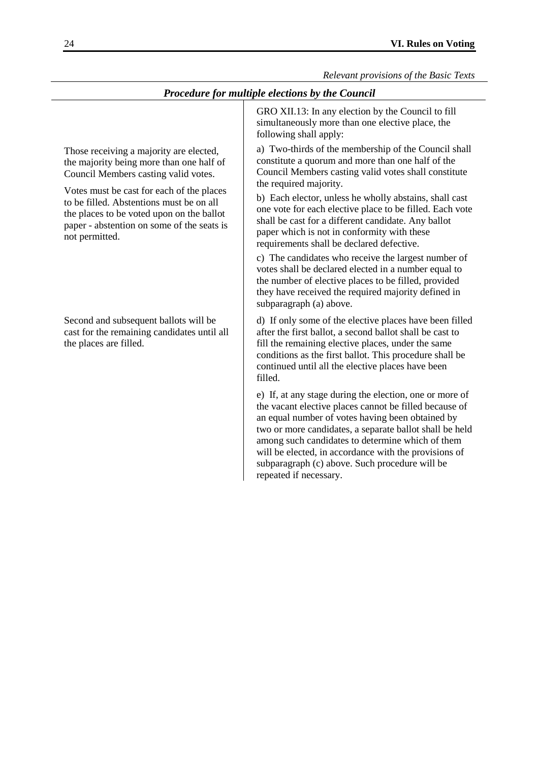*Relevant provisions of the Basic Texts*

### *Procedure for multiple elections by the Council*

| | |
|---|---|
| | GRO XII.13: In any election by the Council to fill simultaneously more than one elective place, the following shall apply: |
| Those receiving a majority are elected, the majority being more than one half of Council Members casting valid votes. | a) Two-thirds of the membership of the Council shall constitute a quorum and more than one half of the Council Members casting valid votes shall constitute the required majority. |
| Votes must be cast for each of the places to be filled. Abstentions must be on all the places to be voted upon on the ballot paper - abstention on some of the seats is not permitted. | b) Each elector, unless he wholly abstains, shall cast one vote for each elective place to be filled. Each vote shall be cast for a different candidate. Any ballot paper which is not in conformity with these requirements shall be declared defective. |
| | c) The candidates who receive the largest number of votes shall be declared elected in a number equal to the number of elective places to be filled, provided they have received the required majority defined in subparagraph (a) above. |
| Second and subsequent ballots will be cast for the remaining candidates until all the places are filled. | d) If only some of the elective places have been filled after the first ballot, a second ballot shall be cast to fill the remaining elective places, under the same conditions as the first ballot. This procedure shall be continued until all the elective places have been filled. |
| | e) If, at any stage during the election, one or more of the vacant elective places cannot be filled because of an equal number of votes having been obtained by two or more candidates, a separate ballot shall be held among such candidates to determine which of them will be elected, in accordance with the provisions of subparagraph (c) above. Such procedure will be repeated if necessary. |